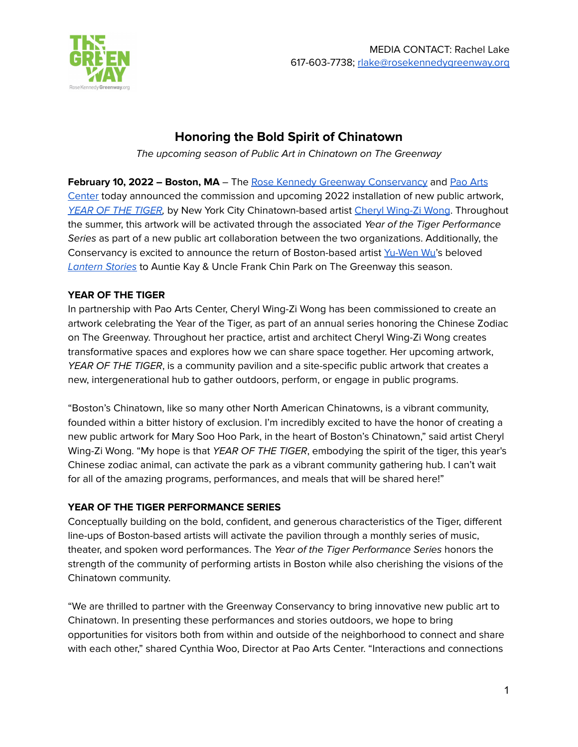MEDIA CONTACT: Rachel Lake
617-603-7738; rlake@rosekennedygreenway.org

# Honoring the Bold Spirit of Chinatown

*The upcoming season of Public Art in Chinatown on The Greenway*

**February 10, 2022 – Boston, MA** – The Rose Kennedy Greenway Conservancy and Pao Arts Center today announced the commission and upcoming 2022 installation of new public artwork, *YEAR OF THE TIGER,* by New York City Chinatown-based artist Cheryl Wing-Zi Wong. Throughout the summer, this artwork will be activated through the associated *Year of the Tiger Performance Series* as part of a new public art collaboration between the two organizations. Additionally, the Conservancy is excited to announce the return of Boston-based artist Yu-Wen Wu's beloved *Lantern Stories* to Auntie Kay & Uncle Frank Chin Park on The Greenway this season.

**YEAR OF THE TIGER**

In partnership with Pao Arts Center, Cheryl Wing-Zi Wong has been commissioned to create an artwork celebrating the Year of the Tiger, as part of an annual series honoring the Chinese Zodiac on The Greenway. Throughout her practice, artist and architect Cheryl Wing-Zi Wong creates transformative spaces and explores how we can share space together. Her upcoming artwork, *YEAR OF THE TIGER*, is a community pavilion and a site-specific public artwork that creates a new, intergenerational hub to gather outdoors, perform, or engage in public programs.

"Boston's Chinatown, like so many other North American Chinatowns, is a vibrant community, founded within a bitter history of exclusion. I'm incredibly excited to have the honor of creating a new public artwork for Mary Soo Hoo Park, in the heart of Boston's Chinatown," said artist Cheryl Wing-Zi Wong. "My hope is that *YEAR OF THE TIGER*, embodying the spirit of the tiger, this year's Chinese zodiac animal, can activate the park as a vibrant community gathering hub. I can't wait for all of the amazing programs, performances, and meals that will be shared here!"

**YEAR OF THE TIGER PERFORMANCE SERIES**

Conceptually building on the bold, confident, and generous characteristics of the Tiger, different line-ups of Boston-based artists will activate the pavilion through a monthly series of music, theater, and spoken word performances. The *Year of the Tiger Performance Series* honors the strength of the community of performing artists in Boston while also cherishing the visions of the Chinatown community.

"We are thrilled to partner with the Greenway Conservancy to bring innovative new public art to Chinatown. In presenting these performances and stories outdoors, we hope to bring opportunities for visitors both from within and outside of the neighborhood to connect and share with each other," shared Cynthia Woo, Director at Pao Arts Center. "Interactions and connections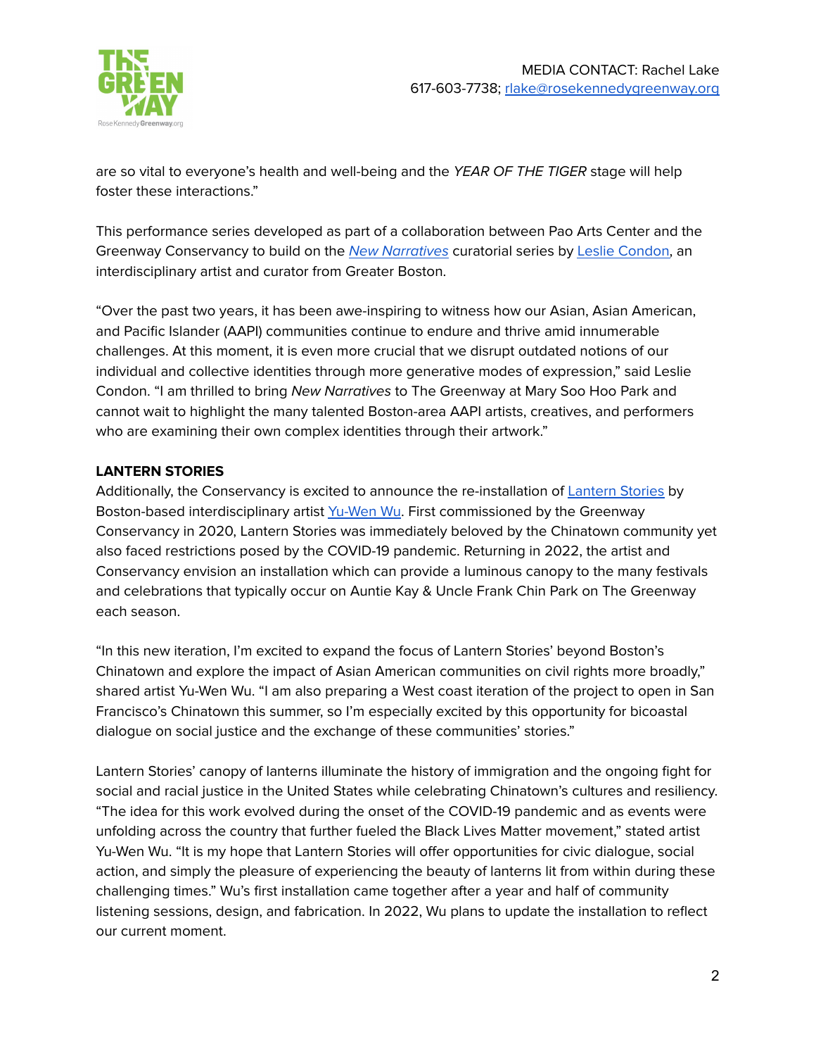are so vital to everyone's health and well-being and the *YEAR OF THE TIGER* stage will help foster these interactions."

This performance series developed as part of a collaboration between Pao Arts Center and the Greenway Conservancy to build on the *New Narratives* curatorial series by Leslie Condon, an interdisciplinary artist and curator from Greater Boston.

"Over the past two years, it has been awe-inspiring to witness how our Asian, Asian American, and Pacific Islander (AAPI) communities continue to endure and thrive amid innumerable challenges. At this moment, it is even more crucial that we disrupt outdated notions of our individual and collective identities through more generative modes of expression," said Leslie Condon. "I am thrilled to bring *New Narratives* to The Greenway at Mary Soo Hoo Park and cannot wait to highlight the many talented Boston-area AAPI artists, creatives, and performers who are examining their own complex identities through their artwork."

**LANTERN STORIES**

Additionally, the Conservancy is excited to announce the re-installation of Lantern Stories by Boston-based interdisciplinary artist Yu-Wen Wu. First commissioned by the Greenway Conservancy in 2020, Lantern Stories was immediately beloved by the Chinatown community yet also faced restrictions posed by the COVID-19 pandemic. Returning in 2022, the artist and Conservancy envision an installation which can provide a luminous canopy to the many festivals and celebrations that typically occur on Auntie Kay & Uncle Frank Chin Park on The Greenway each season.

"In this new iteration, I'm excited to expand the focus of Lantern Stories' beyond Boston's Chinatown and explore the impact of Asian American communities on civil rights more broadly," shared artist Yu-Wen Wu. "I am also preparing a West coast iteration of the project to open in San Francisco's Chinatown this summer, so I'm especially excited by this opportunity for bicoastal dialogue on social justice and the exchange of these communities' stories."

Lantern Stories' canopy of lanterns illuminate the history of immigration and the ongoing fight for social and racial justice in the United States while celebrating Chinatown's cultures and resiliency. "The idea for this work evolved during the onset of the COVID-19 pandemic and as events were unfolding across the country that further fueled the Black Lives Matter movement," stated artist Yu-Wen Wu. "It is my hope that Lantern Stories will offer opportunities for civic dialogue, social action, and simply the pleasure of experiencing the beauty of lanterns lit from within during these challenging times." Wu's first installation came together after a year and half of community listening sessions, design, and fabrication. In 2022, Wu plans to update the installation to reflect our current moment.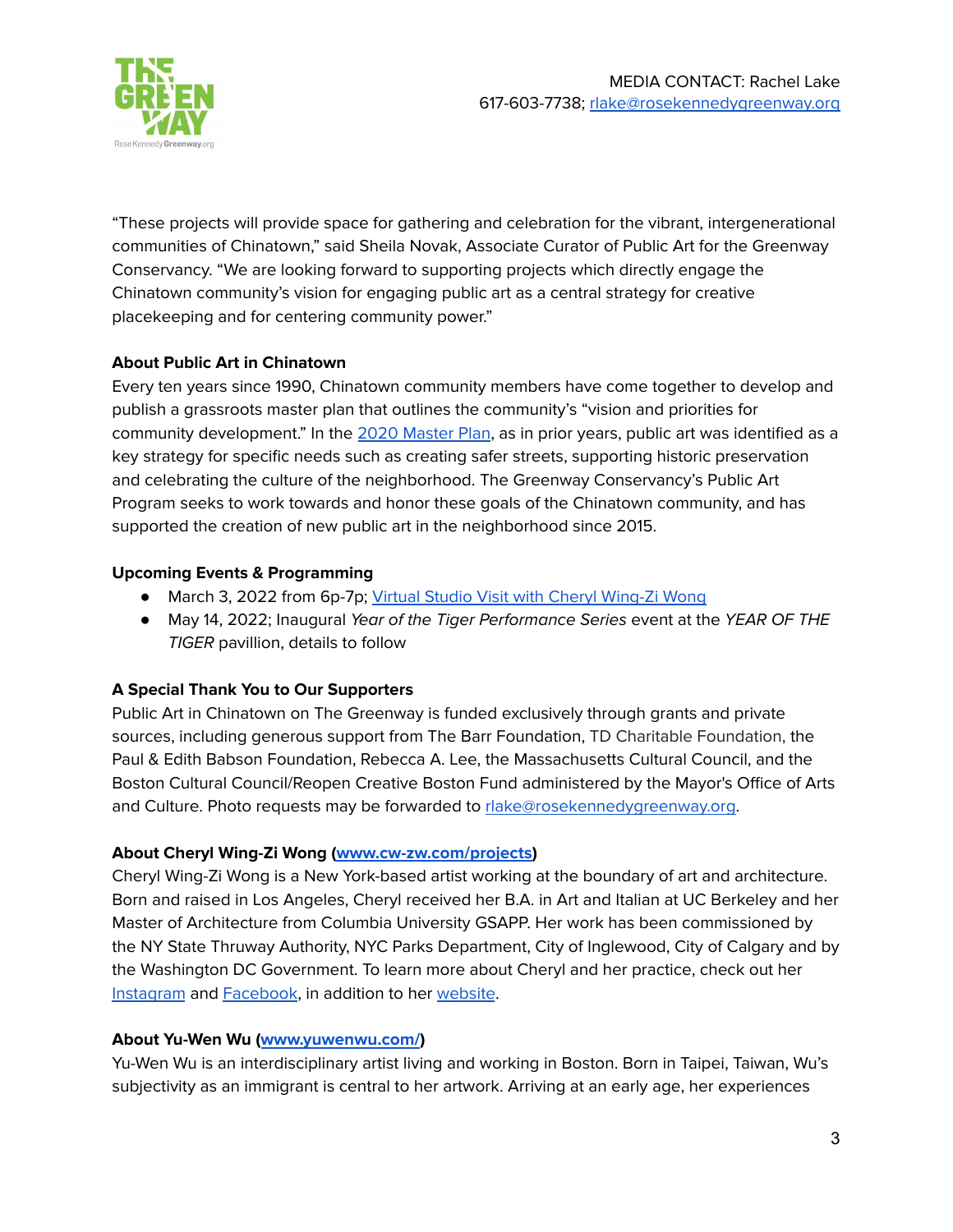MEDIA CONTACT: Rachel Lake
617-603-7738; [rlake@rosekennedygreenway.org](mailto:rlake@rosekennedygreenway.org)

"These projects will provide space for gathering and celebration for the vibrant, intergenerational communities of Chinatown," said Sheila Novak, Associate Curator of Public Art for the Greenway Conservancy. "We are looking forward to supporting projects which directly engage the Chinatown community's vision for engaging public art as a central strategy for creative placekeeping and for centering community power."

**About Public Art in Chinatown**

Every ten years since 1990, Chinatown community members have come together to develop and publish a grassroots master plan that outlines the community's "vision and priorities for community development." In the [2020 Master Plan](), as in prior years, public art was identified as a key strategy for specific needs such as creating safer streets, supporting historic preservation and celebrating the culture of the neighborhood. The Greenway Conservancy's Public Art Program seeks to work towards and honor these goals of the Chinatown community, and has supported the creation of new public art in the neighborhood since 2015.

**Upcoming Events & Programming**

- March 3, 2022 from 6p-7p; [Virtual Studio Visit with Cheryl Wing-Zi Wong]()
- May 14, 2022; Inaugural *Year of the Tiger Performance Series* event at the *YEAR OF THE TIGER* pavillion, details to follow

**A Special Thank You to Our Supporters**

Public Art in Chinatown on The Greenway is funded exclusively through grants and private sources, including generous support from The Barr Foundation, TD Charitable Foundation, the Paul & Edith Babson Foundation, Rebecca A. Lee, the Massachusetts Cultural Council, and the Boston Cultural Council/Reopen Creative Boston Fund administered by the Mayor's Office of Arts and Culture. Photo requests may be forwarded to [rlake@rosekennedygreenway.org](mailto:rlake@rosekennedygreenway.org).

**About Cheryl Wing-Zi Wong ([www.cw-zw.com/projects](http://www.cw-zw.com/projects))**

Cheryl Wing-Zi Wong is a New York-based artist working at the boundary of art and architecture. Born and raised in Los Angeles, Cheryl received her B.A. in Art and Italian at UC Berkeley and her Master of Architecture from Columbia University GSAPP. Her work has been commissioned by the NY State Thruway Authority, NYC Parks Department, City of Inglewood, City of Calgary and by the Washington DC Government. To learn more about Cheryl and her practice, check out her [Instagram]() and [Facebook](), in addition to her [website]().

**About Yu-Wen Wu ([www.yuwenwu.com/](http://www.yuwenwu.com/))**

Yu-Wen Wu is an interdisciplinary artist living and working in Boston. Born in Taipei, Taiwan, Wu's subjectivity as an immigrant is central to her artwork. Arriving at an early age, her experiences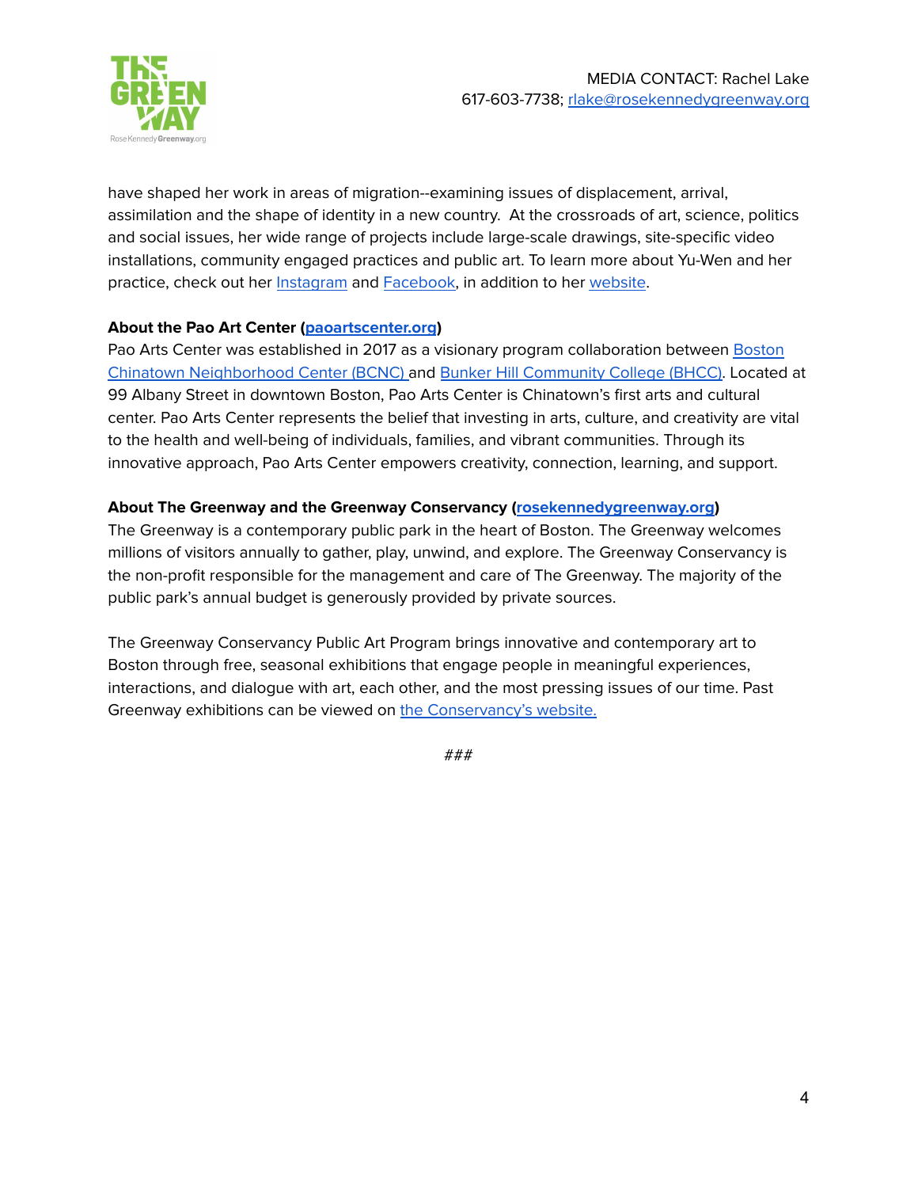have shaped her work in areas of migration--examining issues of displacement, arrival, assimilation and the shape of identity in a new country. At the crossroads of art, science, politics and social issues, her wide range of projects include large-scale drawings, site-specific video installations, community engaged practices and public art. To learn more about Yu-Wen and her practice, check out her Instagram and Facebook, in addition to her website.

**About the Pao Art Center (paoartscenter.org)**

Pao Arts Center was established in 2017 as a visionary program collaboration between Boston Chinatown Neighborhood Center (BCNC) and Bunker Hill Community College (BHCC). Located at 99 Albany Street in downtown Boston, Pao Arts Center is Chinatown's first arts and cultural center. Pao Arts Center represents the belief that investing in arts, culture, and creativity are vital to the health and well-being of individuals, families, and vibrant communities. Through its innovative approach, Pao Arts Center empowers creativity, connection, learning, and support.

**About The Greenway and the Greenway Conservancy (rosekennedygreenway.org)**

The Greenway is a contemporary public park in the heart of Boston. The Greenway welcomes millions of visitors annually to gather, play, unwind, and explore. The Greenway Conservancy is the non-profit responsible for the management and care of The Greenway. The majority of the public park's annual budget is generously provided by private sources.

The Greenway Conservancy Public Art Program brings innovative and contemporary art to Boston through free, seasonal exhibitions that engage people in meaningful experiences, interactions, and dialogue with art, each other, and the most pressing issues of our time. Past Greenway exhibitions can be viewed on the Conservancy's website.

###